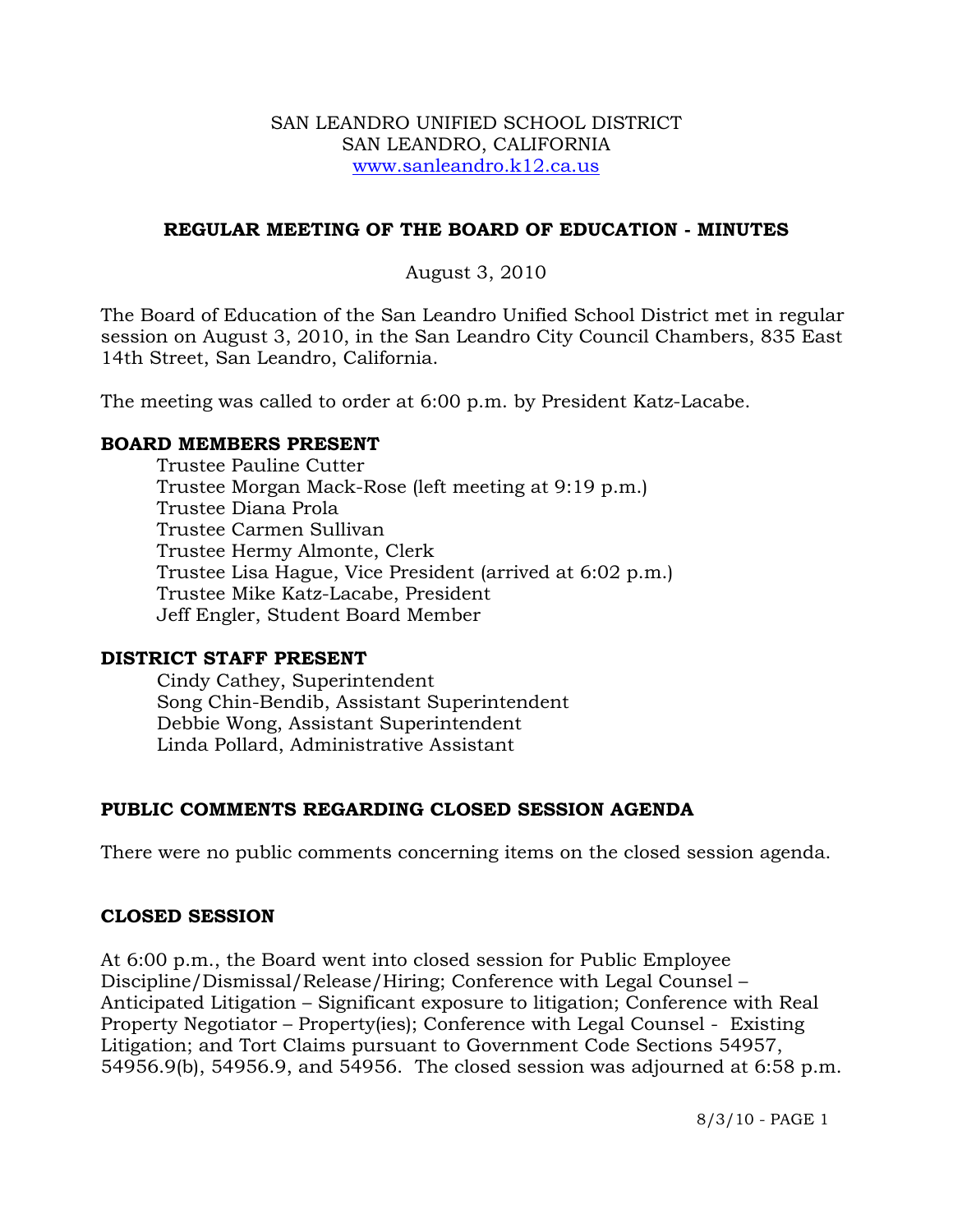SAN LEANDRO UNIFIED SCHOOL DISTRICT
SAN LEANDRO, CALIFORNIA
www.sanleandro.k12.ca.us

# REGULAR MEETING OF THE BOARD OF EDUCATION - MINUTES

August 3, 2010

The Board of Education of the San Leandro Unified School District met in regular session on August 3, 2010, in the San Leandro City Council Chambers, 835 East 14th Street, San Leandro, California.

The meeting was called to order at 6:00 p.m. by President Katz-Lacabe.

## BOARD MEMBERS PRESENT

Trustee Pauline Cutter
Trustee Morgan Mack-Rose (left meeting at 9:19 p.m.)
Trustee Diana Prola
Trustee Carmen Sullivan
Trustee Hermy Almonte, Clerk
Trustee Lisa Hague, Vice President (arrived at 6:02 p.m.)
Trustee Mike Katz-Lacabe, President
Jeff Engler, Student Board Member

## DISTRICT STAFF PRESENT

Cindy Cathey, Superintendent
Song Chin-Bendib, Assistant Superintendent
Debbie Wong, Assistant Superintendent
Linda Pollard, Administrative Assistant

## PUBLIC COMMENTS REGARDING CLOSED SESSION AGENDA

There were no public comments concerning items on the closed session agenda.

## CLOSED SESSION

At 6:00 p.m., the Board went into closed session for Public Employee Discipline/Dismissal/Release/Hiring; Conference with Legal Counsel – Anticipated Litigation – Significant exposure to litigation; Conference with Real Property Negotiator – Property(ies); Conference with Legal Counsel - Existing Litigation; and Tort Claims pursuant to Government Code Sections 54957, 54956.9(b), 54956.9, and 54956. The closed session was adjourned at 6:58 p.m.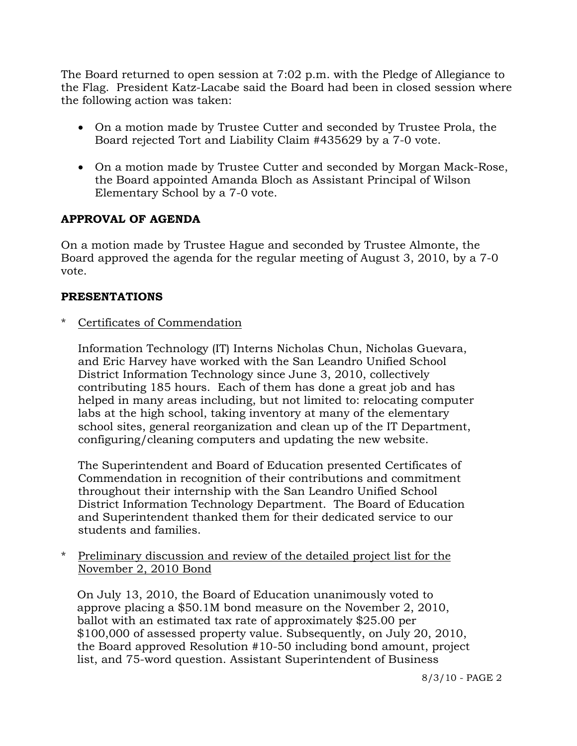The Board returned to open session at 7:02 p.m. with the Pledge of Allegiance to the Flag. President Katz-Lacabe said the Board had been in closed session where the following action was taken:

- On a motion made by Trustee Cutter and seconded by Trustee Prola, the Board rejected Tort and Liability Claim #435629 by a 7-0 vote.
- On a motion made by Trustee Cutter and seconded by Morgan Mack-Rose, the Board appointed Amanda Bloch as Assistant Principal of Wilson Elementary School by a 7-0 vote.

## APPROVAL OF AGENDA

On a motion made by Trustee Hague and seconded by Trustee Almonte, the Board approved the agenda for the regular meeting of August 3, 2010, by a 7-0 vote.

## PRESENTATIONS

\* Certificates of Commendation

Information Technology (IT) Interns Nicholas Chun, Nicholas Guevara, and Eric Harvey have worked with the San Leandro Unified School District Information Technology since June 3, 2010, collectively contributing 185 hours. Each of them has done a great job and has helped in many areas including, but not limited to: relocating computer labs at the high school, taking inventory at many of the elementary school sites, general reorganization and clean up of the IT Department, configuring/cleaning computers and updating the new website.

The Superintendent and Board of Education presented Certificates of Commendation in recognition of their contributions and commitment throughout their internship with the San Leandro Unified School District Information Technology Department. The Board of Education and Superintendent thanked them for their dedicated service to our students and families.

\* Preliminary discussion and review of the detailed project list for the November 2, 2010 Bond

On July 13, 2010, the Board of Education unanimously voted to approve placing a $50.1M bond measure on the November 2, 2010, ballot with an estimated tax rate of approximately $25.00 per $100,000 of assessed property value. Subsequently, on July 20, 2010, the Board approved Resolution #10-50 including bond amount, project list, and 75-word question. Assistant Superintendent of Business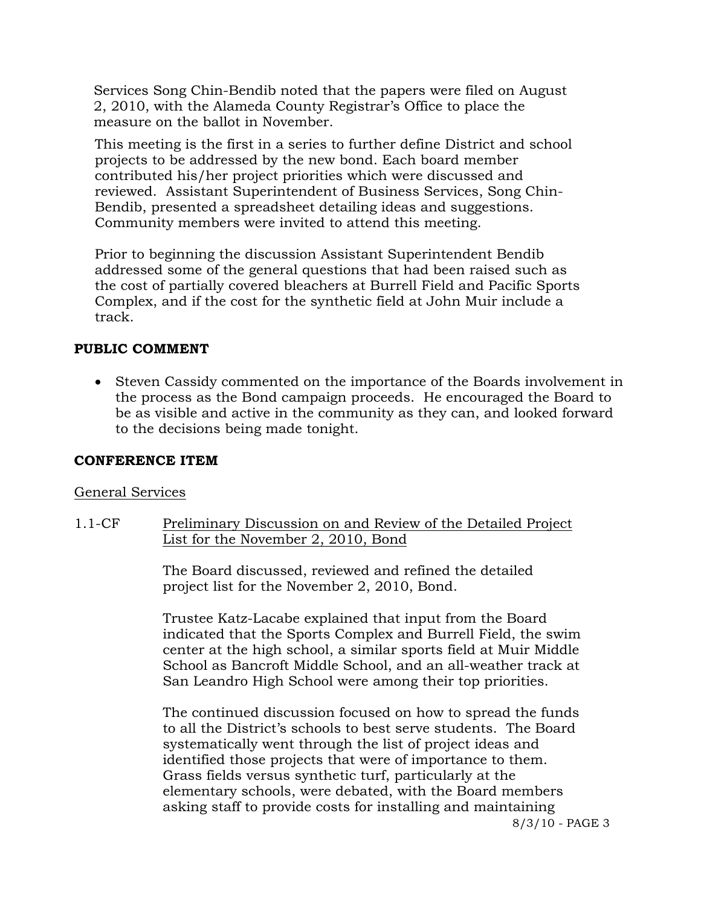Services Song Chin-Bendib noted that the papers were filed on August 2, 2010, with the Alameda County Registrar's Office to place the measure on the ballot in November.

This meeting is the first in a series to further define District and school projects to be addressed by the new bond. Each board member contributed his/her project priorities which were discussed and reviewed. Assistant Superintendent of Business Services, Song Chin-Bendib, presented a spreadsheet detailing ideas and suggestions. Community members were invited to attend this meeting.

Prior to beginning the discussion Assistant Superintendent Bendib addressed some of the general questions that had been raised such as the cost of partially covered bleachers at Burrell Field and Pacific Sports Complex, and if the cost for the synthetic field at John Muir include a track.

## PUBLIC COMMENT

- Steven Cassidy commented on the importance of the Boards involvement in the process as the Bond campaign proceeds. He encouraged the Board to be as visible and active in the community as they can, and looked forward to the decisions being made tonight.

## CONFERENCE ITEM

General Services

1.1-CF Preliminary Discussion on and Review of the Detailed Project List for the November 2, 2010, Bond

The Board discussed, reviewed and refined the detailed project list for the November 2, 2010, Bond.

Trustee Katz-Lacabe explained that input from the Board indicated that the Sports Complex and Burrell Field, the swim center at the high school, a similar sports field at Muir Middle School as Bancroft Middle School, and an all-weather track at San Leandro High School were among their top priorities.

The continued discussion focused on how to spread the funds to all the District's schools to best serve students. The Board systematically went through the list of project ideas and identified those projects that were of importance to them. Grass fields versus synthetic turf, particularly at the elementary schools, were debated, with the Board members asking staff to provide costs for installing and maintaining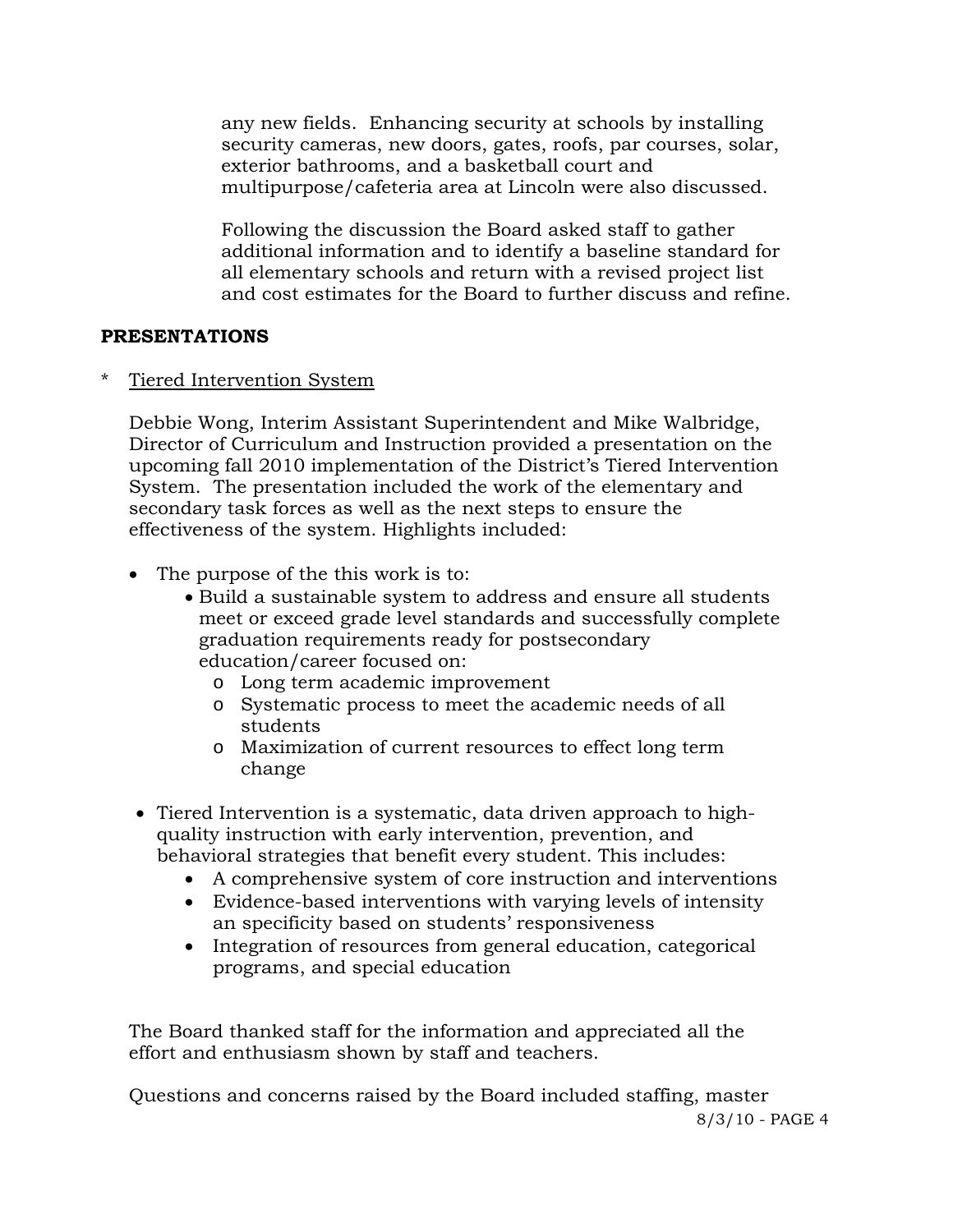any new fields. Enhancing security at schools by installing security cameras, new doors, gates, roofs, par courses, solar, exterior bathrooms, and a basketball court and multipurpose/cafeteria area at Lincoln were also discussed.

Following the discussion the Board asked staff to gather additional information and to identify a baseline standard for all elementary schools and return with a revised project list and cost estimates for the Board to further discuss and refine.

## PRESENTATIONS

\* Tiered Intervention System

Debbie Wong, Interim Assistant Superintendent and Mike Walbridge, Director of Curriculum and Instruction provided a presentation on the upcoming fall 2010 implementation of the District's Tiered Intervention System. The presentation included the work of the elementary and secondary task forces as well as the next steps to ensure the effectiveness of the system. Highlights included:

- The purpose of the this work is to:
  - Build a sustainable system to address and ensure all students meet or exceed grade level standards and successfully complete graduation requirements ready for postsecondary education/career focused on:
    - Long term academic improvement
    - Systematic process to meet the academic needs of all students
    - Maximization of current resources to effect long term change
- Tiered Intervention is a systematic, data driven approach to high-quality instruction with early intervention, prevention, and behavioral strategies that benefit every student. This includes:
  - A comprehensive system of core instruction and interventions
  - Evidence-based interventions with varying levels of intensity an specificity based on students' responsiveness
  - Integration of resources from general education, categorical programs, and special education

The Board thanked staff for the information and appreciated all the effort and enthusiasm shown by staff and teachers.

Questions and concerns raised by the Board included staffing, master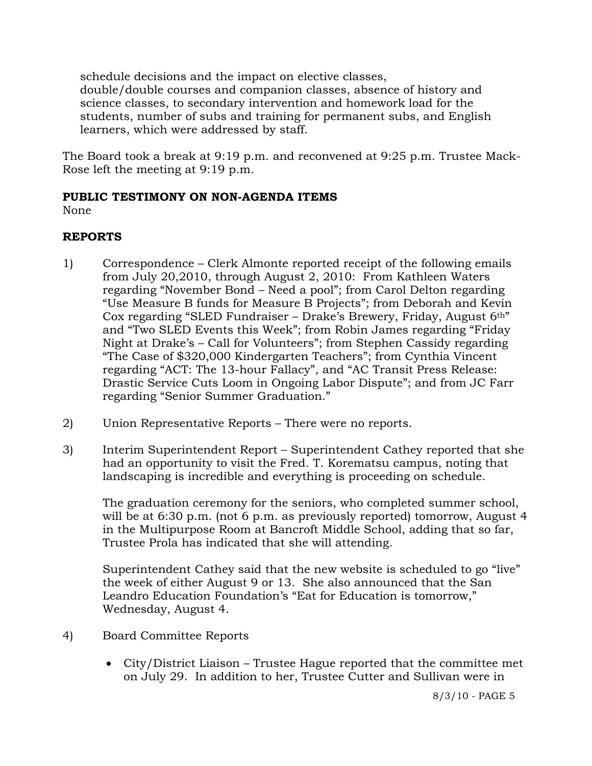schedule decisions and the impact on elective classes, double/double courses and companion classes, absence of history and science classes, to secondary intervention and homework load for the students, number of subs and training for permanent subs, and English learners, which were addressed by staff.

The Board took a break at 9:19 p.m. and reconvened at 9:25 p.m. Trustee Mack-Rose left the meeting at 9:19 p.m.

**PUBLIC TESTIMONY ON NON-AGENDA ITEMS**

None

**REPORTS**

1) Correspondence – Clerk Almonte reported receipt of the following emails from July 20,2010, through August 2, 2010: From Kathleen Waters regarding "November Bond – Need a pool"; from Carol Delton regarding "Use Measure B funds for Measure B Projects"; from Deborah and Kevin Cox regarding "SLED Fundraiser – Drake's Brewery, Friday, August 6th" and "Two SLED Events this Week"; from Robin James regarding "Friday Night at Drake's – Call for Volunteers"; from Stephen Cassidy regarding "The Case of $320,000 Kindergarten Teachers"; from Cynthia Vincent regarding "ACT: The 13-hour Fallacy", and "AC Transit Press Release: Drastic Service Cuts Loom in Ongoing Labor Dispute"; and from JC Farr regarding "Senior Summer Graduation."

2) Union Representative Reports – There were no reports.

3) Interim Superintendent Report – Superintendent Cathey reported that she had an opportunity to visit the Fred. T. Korematsu campus, noting that landscaping is incredible and everything is proceeding on schedule.

   The graduation ceremony for the seniors, who completed summer school, will be at 6:30 p.m. (not 6 p.m. as previously reported) tomorrow, August 4 in the Multipurpose Room at Bancroft Middle School, adding that so far, Trustee Prola has indicated that she will attending.

   Superintendent Cathey said that the new website is scheduled to go "live" the week of either August 9 or 13. She also announced that the San Leandro Education Foundation's "Eat for Education is tomorrow," Wednesday, August 4.

4) Board Committee Reports

   - City/District Liaison – Trustee Hague reported that the committee met on July 29. In addition to her, Trustee Cutter and Sullivan were in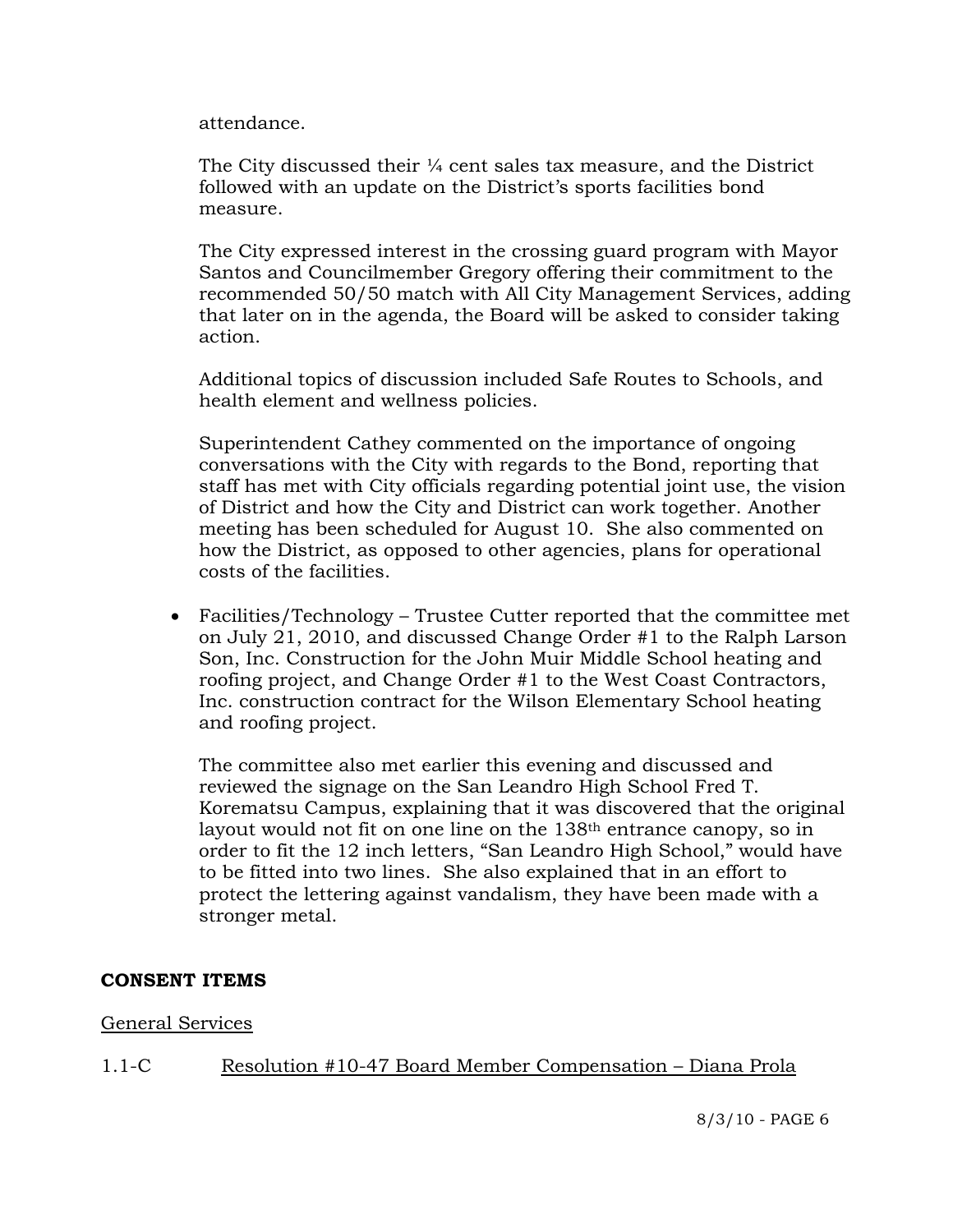attendance.

The City discussed their ¼ cent sales tax measure, and the District followed with an update on the District's sports facilities bond measure.

The City expressed interest in the crossing guard program with Mayor Santos and Councilmember Gregory offering their commitment to the recommended 50/50 match with All City Management Services, adding that later on in the agenda, the Board will be asked to consider taking action.

Additional topics of discussion included Safe Routes to Schools, and health element and wellness policies.

Superintendent Cathey commented on the importance of ongoing conversations with the City with regards to the Bond, reporting that staff has met with City officials regarding potential joint use, the vision of District and how the City and District can work together. Another meeting has been scheduled for August 10. She also commented on how the District, as opposed to other agencies, plans for operational costs of the facilities.

- Facilities/Technology – Trustee Cutter reported that the committee met on July 21, 2010, and discussed Change Order #1 to the Ralph Larson Son, Inc. Construction for the John Muir Middle School heating and roofing project, and Change Order #1 to the West Coast Contractors, Inc. construction contract for the Wilson Elementary School heating and roofing project.

  The committee also met earlier this evening and discussed and reviewed the signage on the San Leandro High School Fred T. Korematsu Campus, explaining that it was discovered that the original layout would not fit on one line on the 138th entrance canopy, so in order to fit the 12 inch letters, "San Leandro High School," would have to be fitted into two lines. She also explained that in an effort to protect the lettering against vandalism, they have been made with a stronger metal.

**CONSENT ITEMS**

General Services

1.1-C Resolution #10-47 Board Member Compensation – Diana Prola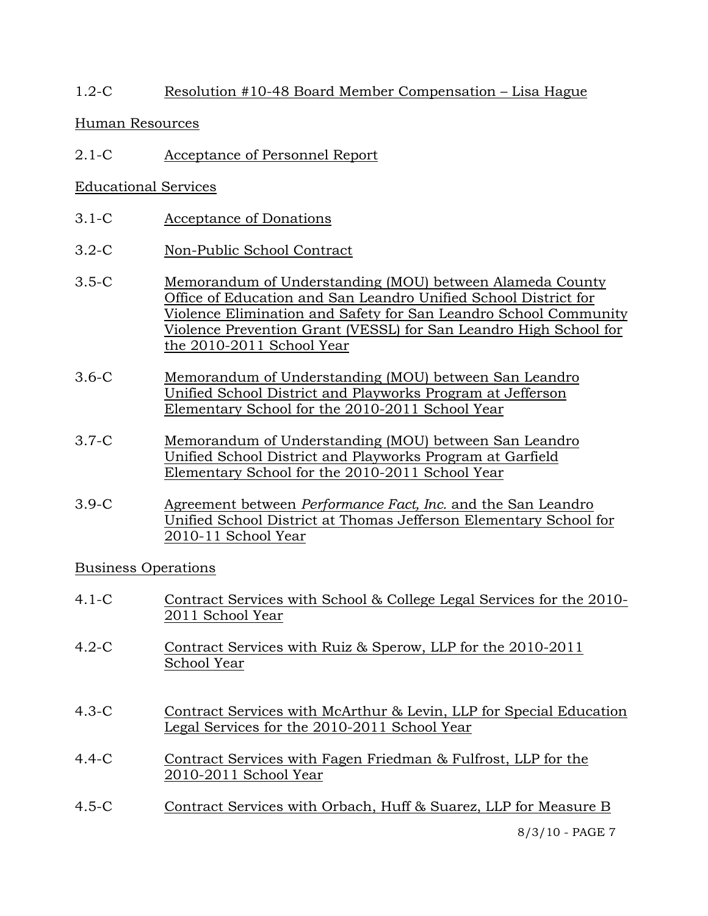1.2-C Resolution #10-48 Board Member Compensation – Lisa Hague

Human Resources

2.1-C Acceptance of Personnel Report

Educational Services

3.1-C Acceptance of Donations

3.2-C Non-Public School Contract

3.5-C Memorandum of Understanding (MOU) between Alameda County Office of Education and San Leandro Unified School District for Violence Elimination and Safety for San Leandro School Community Violence Prevention Grant (VESSL) for San Leandro High School for the 2010-2011 School Year

3.6-C Memorandum of Understanding (MOU) between San Leandro Unified School District and Playworks Program at Jefferson Elementary School for the 2010-2011 School Year

3.7-C Memorandum of Understanding (MOU) between San Leandro Unified School District and Playworks Program at Garfield Elementary School for the 2010-2011 School Year

3.9-C Agreement between *Performance Fact, Inc*. and the San Leandro Unified School District at Thomas Jefferson Elementary School for 2010-11 School Year

Business Operations

4.1-C Contract Services with School & College Legal Services for the 2010-2011 School Year

4.2-C Contract Services with Ruiz & Sperow, LLP for the 2010-2011 School Year

4.3-C Contract Services with McArthur & Levin, LLP for Special Education Legal Services for the 2010-2011 School Year

4.4-C Contract Services with Fagen Friedman & Fulfrost, LLP for the 2010-2011 School Year

4.5-C Contract Services with Orbach, Huff & Suarez, LLP for Measure B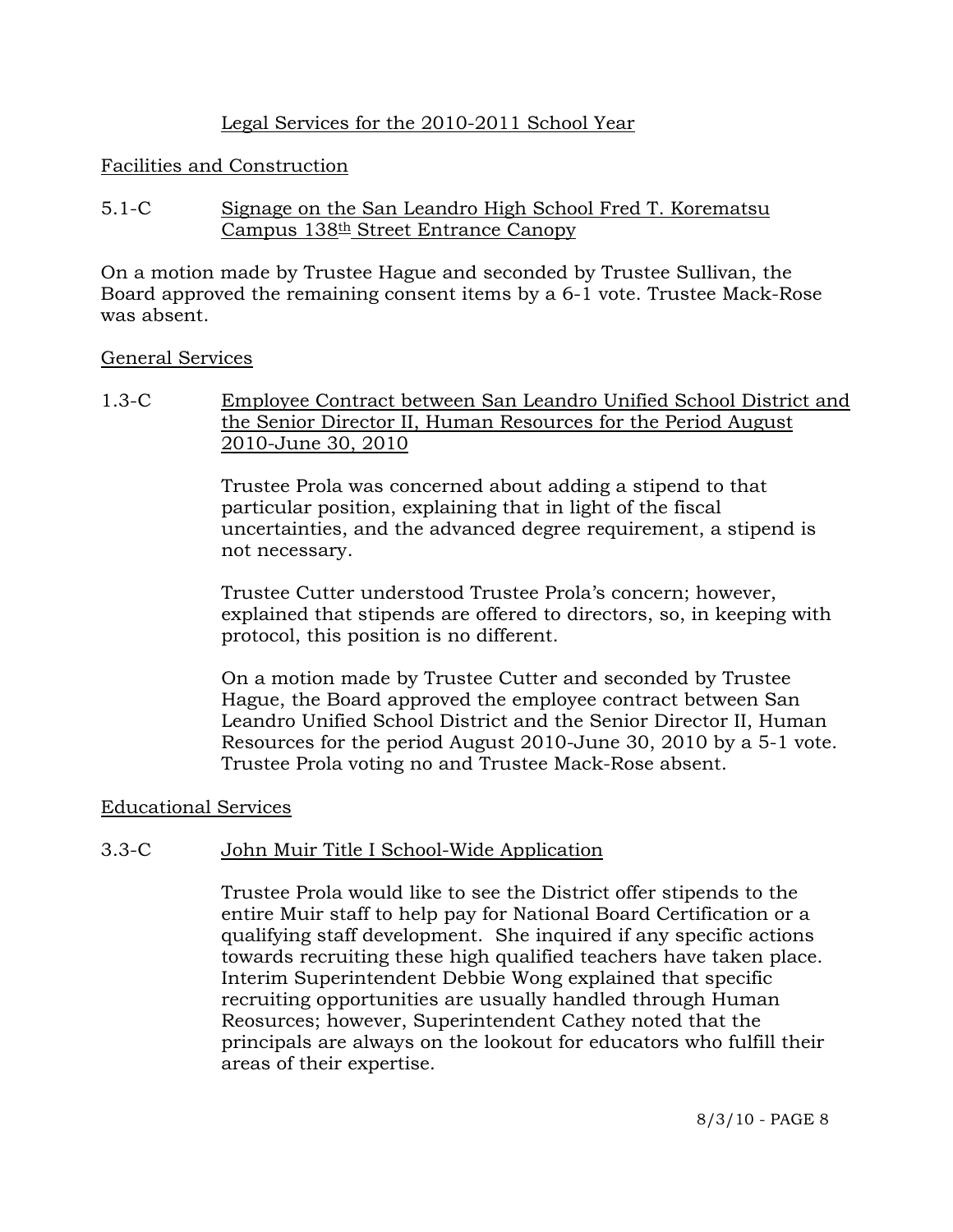Legal Services for the 2010-2011 School Year

Facilities and Construction

5.1-C Signage on the San Leandro High School Fred T. Korematsu Campus 138th Street Entrance Canopy

On a motion made by Trustee Hague and seconded by Trustee Sullivan, the Board approved the remaining consent items by a 6-1 vote. Trustee Mack-Rose was absent.

General Services

1.3-C Employee Contract between San Leandro Unified School District and the Senior Director II, Human Resources for the Period August 2010-June 30, 2010

Trustee Prola was concerned about adding a stipend to that particular position, explaining that in light of the fiscal uncertainties, and the advanced degree requirement, a stipend is not necessary.

Trustee Cutter understood Trustee Prola's concern; however, explained that stipends are offered to directors, so, in keeping with protocol, this position is no different.

On a motion made by Trustee Cutter and seconded by Trustee Hague, the Board approved the employee contract between San Leandro Unified School District and the Senior Director II, Human Resources for the period August 2010-June 30, 2010 by a 5-1 vote. Trustee Prola voting no and Trustee Mack-Rose absent.

Educational Services

3.3-C John Muir Title I School-Wide Application

Trustee Prola would like to see the District offer stipends to the entire Muir staff to help pay for National Board Certification or a qualifying staff development. She inquired if any specific actions towards recruiting these high qualified teachers have taken place. Interim Superintendent Debbie Wong explained that specific recruiting opportunities are usually handled through Human Reosurces; however, Superintendent Cathey noted that the principals are always on the lookout for educators who fulfill their areas of their expertise.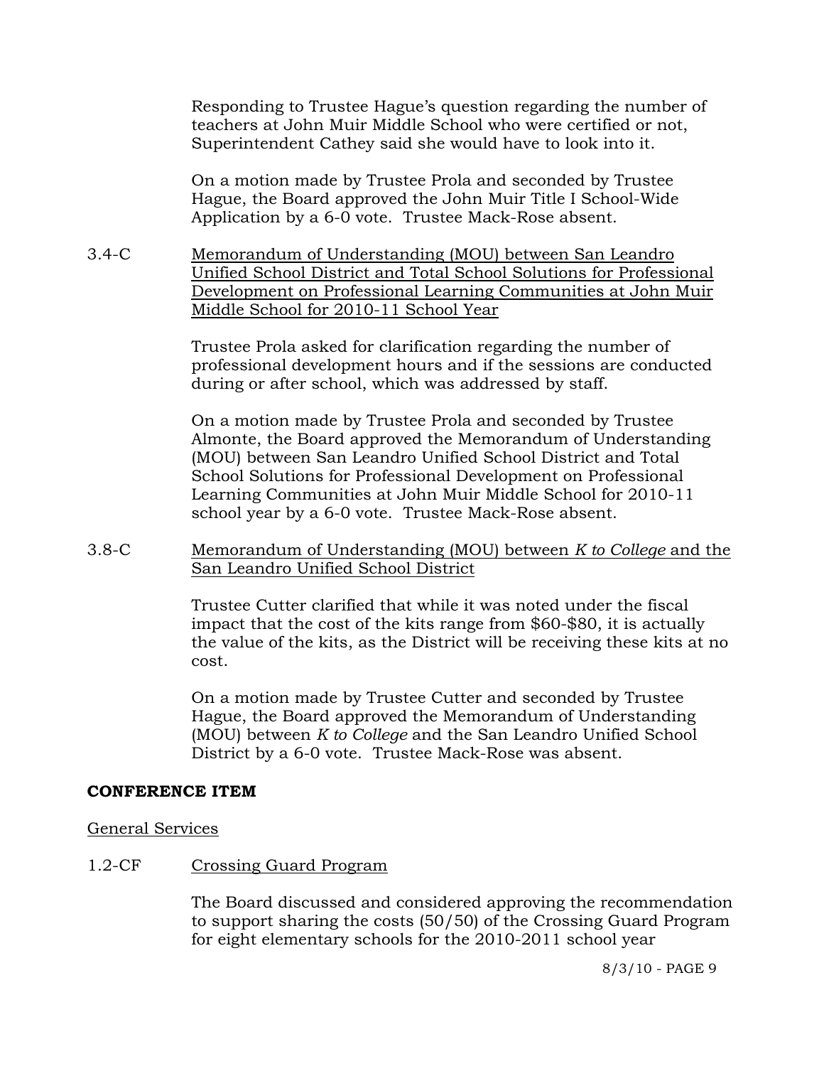Responding to Trustee Hague's question regarding the number of teachers at John Muir Middle School who were certified or not, Superintendent Cathey said she would have to look into it.

On a motion made by Trustee Prola and seconded by Trustee Hague, the Board approved the John Muir Title I School-Wide Application by a 6-0 vote. Trustee Mack-Rose absent.

3.4-C <u>Memorandum of Understanding (MOU) between San Leandro Unified School District and Total School Solutions for Professional Development on Professional Learning Communities at John Muir Middle School for 2010-11 School Year</u>

Trustee Prola asked for clarification regarding the number of professional development hours and if the sessions are conducted during or after school, which was addressed by staff.

On a motion made by Trustee Prola and seconded by Trustee Almonte, the Board approved the Memorandum of Understanding (MOU) between San Leandro Unified School District and Total School Solutions for Professional Development on Professional Learning Communities at John Muir Middle School for 2010-11 school year by a 6-0 vote. Trustee Mack-Rose absent.

3.8-C <u>Memorandum of Understanding (MOU) between *K to College* and the San Leandro Unified School District</u>

Trustee Cutter clarified that while it was noted under the fiscal impact that the cost of the kits range from $60-$80, it is actually the value of the kits, as the District will be receiving these kits at no cost.

On a motion made by Trustee Cutter and seconded by Trustee Hague, the Board approved the Memorandum of Understanding (MOU) between *K to College* and the San Leandro Unified School District by a 6-0 vote. Trustee Mack-Rose was absent.

**CONFERENCE ITEM**

<u>General Services</u>

1.2-CF <u>Crossing Guard Program</u>

The Board discussed and considered approving the recommendation to support sharing the costs (50/50) of the Crossing Guard Program for eight elementary schools for the 2010-2011 school year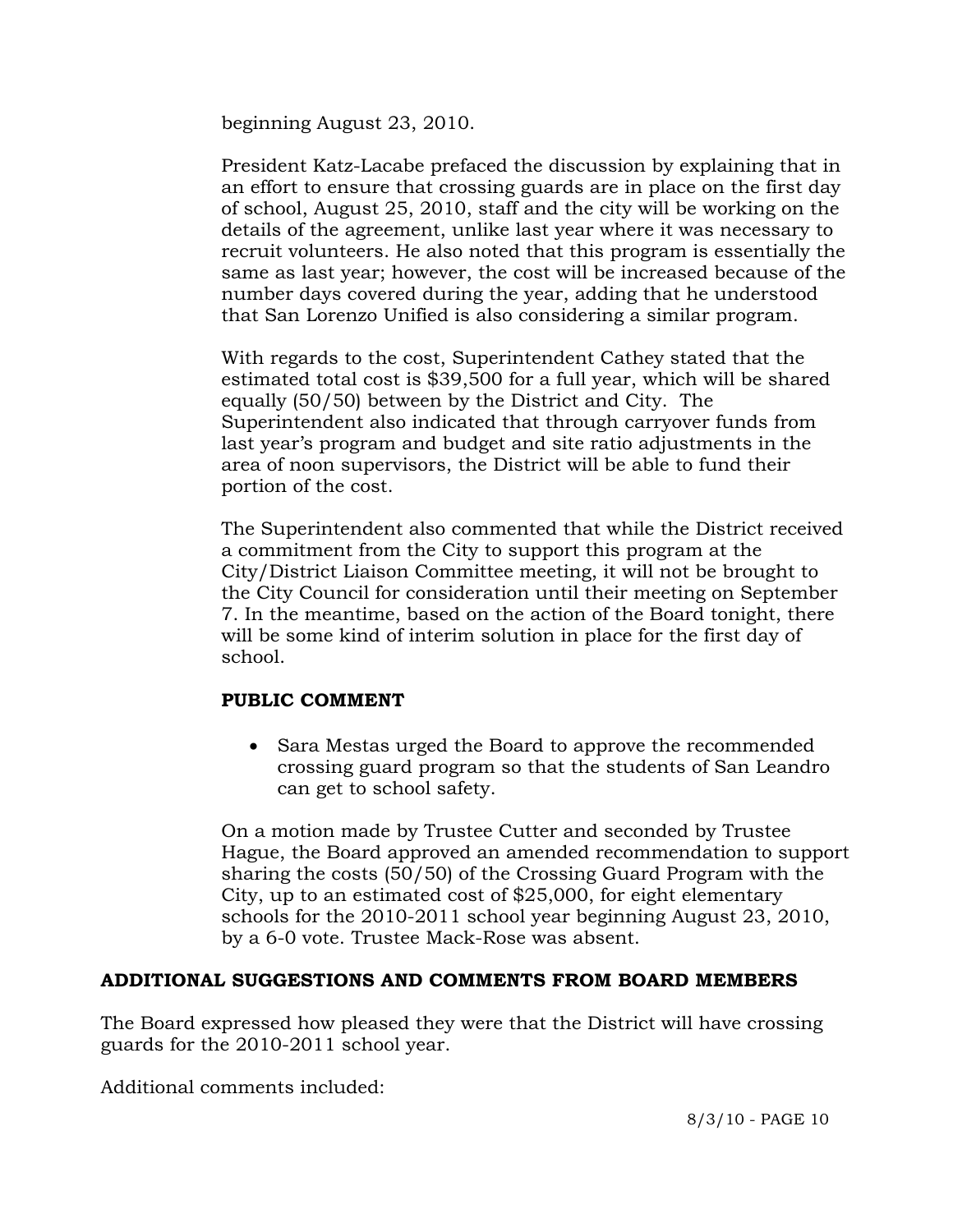beginning August 23, 2010.

President Katz-Lacabe prefaced the discussion by explaining that in an effort to ensure that crossing guards are in place on the first day of school, August 25, 2010, staff and the city will be working on the details of the agreement, unlike last year where it was necessary to recruit volunteers. He also noted that this program is essentially the same as last year; however, the cost will be increased because of the number days covered during the year, adding that he understood that San Lorenzo Unified is also considering a similar program.

With regards to the cost, Superintendent Cathey stated that the estimated total cost is $39,500 for a full year, which will be shared equally (50/50) between by the District and City. The Superintendent also indicated that through carryover funds from last year's program and budget and site ratio adjustments in the area of noon supervisors, the District will be able to fund their portion of the cost.

The Superintendent also commented that while the District received a commitment from the City to support this program at the City/District Liaison Committee meeting, it will not be brought to the City Council for consideration until their meeting on September 7. In the meantime, based on the action of the Board tonight, there will be some kind of interim solution in place for the first day of school.

**PUBLIC COMMENT**

- Sara Mestas urged the Board to approve the recommended crossing guard program so that the students of San Leandro can get to school safety.

On a motion made by Trustee Cutter and seconded by Trustee Hague, the Board approved an amended recommendation to support sharing the costs (50/50) of the Crossing Guard Program with the City, up to an estimated cost of $25,000, for eight elementary schools for the 2010-2011 school year beginning August 23, 2010, by a 6-0 vote. Trustee Mack-Rose was absent.

## ADDITIONAL SUGGESTIONS AND COMMENTS FROM BOARD MEMBERS

The Board expressed how pleased they were that the District will have crossing guards for the 2010-2011 school year.

Additional comments included: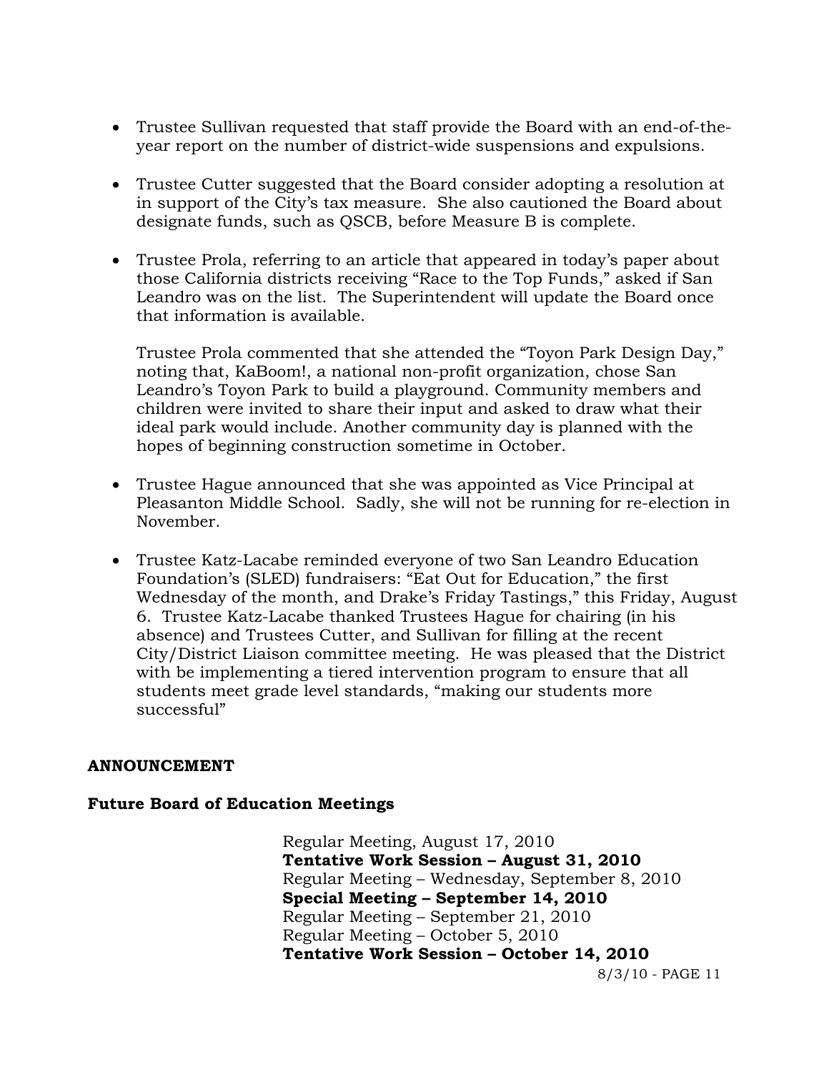- Trustee Sullivan requested that staff provide the Board with an end-of-the-year report on the number of district-wide suspensions and expulsions.

- Trustee Cutter suggested that the Board consider adopting a resolution at in support of the City's tax measure. She also cautioned the Board about designate funds, such as QSCB, before Measure B is complete.

- Trustee Prola, referring to an article that appeared in today's paper about those California districts receiving "Race to the Top Funds," asked if San Leandro was on the list. The Superintendent will update the Board once that information is available.

  Trustee Prola commented that she attended the "Toyon Park Design Day," noting that, KaBoom!, a national non-profit organization, chose San Leandro's Toyon Park to build a playground. Community members and children were invited to share their input and asked to draw what their ideal park would include. Another community day is planned with the hopes of beginning construction sometime in October.

- Trustee Hague announced that she was appointed as Vice Principal at Pleasanton Middle School. Sadly, she will not be running for re-election in November.

- Trustee Katz-Lacabe reminded everyone of two San Leandro Education Foundation's (SLED) fundraisers: "Eat Out for Education," the first Wednesday of the month, and Drake's Friday Tastings," this Friday, August 6. Trustee Katz-Lacabe thanked Trustees Hague for chairing (in his absence) and Trustees Cutter, and Sullivan for filling at the recent City/District Liaison committee meeting. He was pleased that the District with be implementing a tiered intervention program to ensure that all students meet grade level standards, "making our students more successful"

**ANNOUNCEMENT**

**Future Board of Education Meetings**

Regular Meeting, August 17, 2010
**Tentative Work Session – August 31, 2010**
Regular Meeting – Wednesday, September 8, 2010
**Special Meeting – September 14, 2010**
Regular Meeting – September 21, 2010
Regular Meeting – October 5, 2010
**Tentative Work Session – October 14, 2010**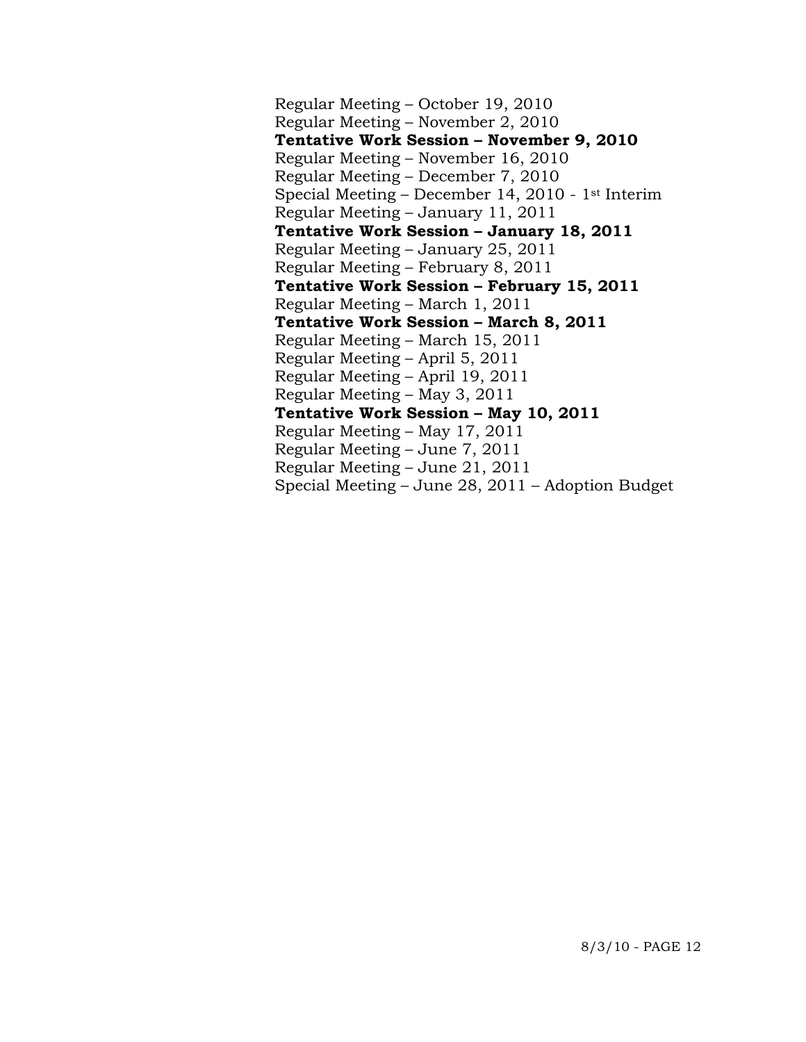Regular Meeting – October 19, 2010
Regular Meeting – November 2, 2010
**Tentative Work Session – November 9, 2010**
Regular Meeting – November 16, 2010
Regular Meeting – December 7, 2010
Special Meeting – December 14, 2010 - 1st Interim
Regular Meeting – January 11, 2011
**Tentative Work Session – January 18, 2011**
Regular Meeting – January 25, 2011
Regular Meeting – February 8, 2011
**Tentative Work Session – February 15, 2011**
Regular Meeting – March 1, 2011
**Tentative Work Session – March 8, 2011**
Regular Meeting – March 15, 2011
Regular Meeting – April 5, 2011
Regular Meeting – April 19, 2011
Regular Meeting – May 3, 2011
**Tentative Work Session – May 10, 2011**
Regular Meeting – May 17, 2011
Regular Meeting – June 7, 2011
Regular Meeting – June 21, 2011
Special Meeting – June 28, 2011 – Adoption Budget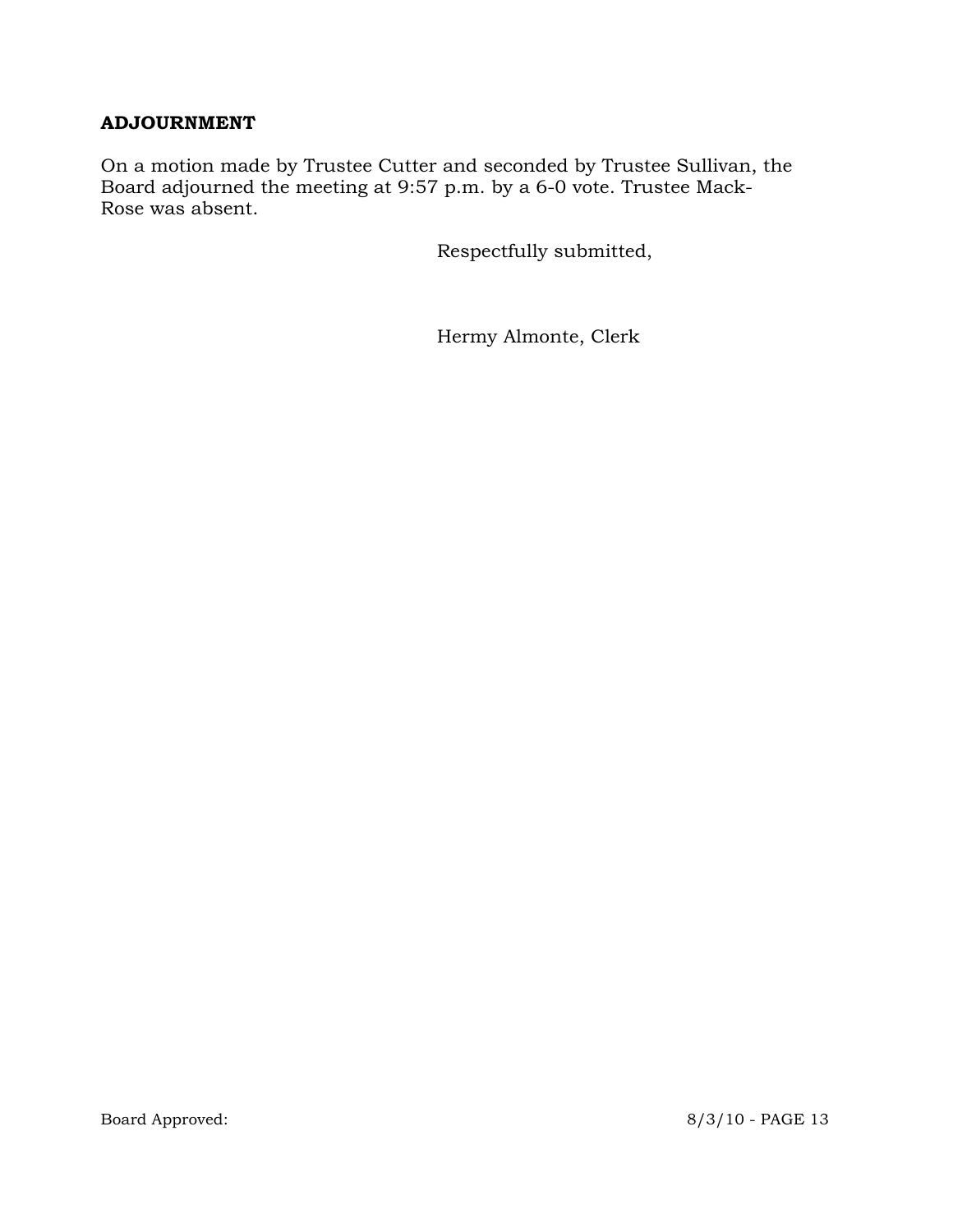**ADJOURNMENT**

On a motion made by Trustee Cutter and seconded by Trustee Sullivan, the Board adjourned the meeting at 9:57 p.m. by a 6-0 vote. Trustee Mack-Rose was absent.

Respectfully submitted,

Hermy Almonte, Clerk

Board Approved: